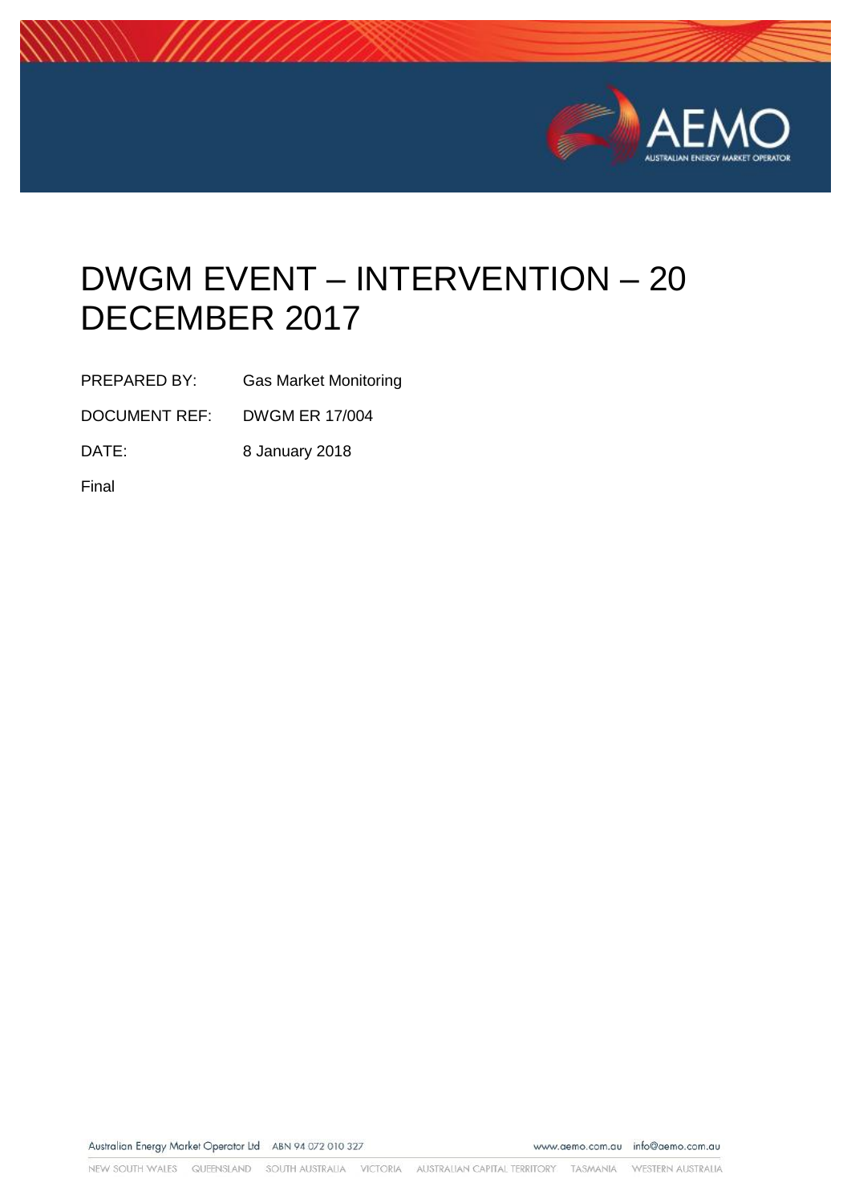# DWGM EVENT – INTERVENTION – 20 DECEMBER 2017

PREPARED BY: Gas Market Monitoring

DOCUMENT REF: DWGM ER 17/004

DATE: 8 January 2018

Final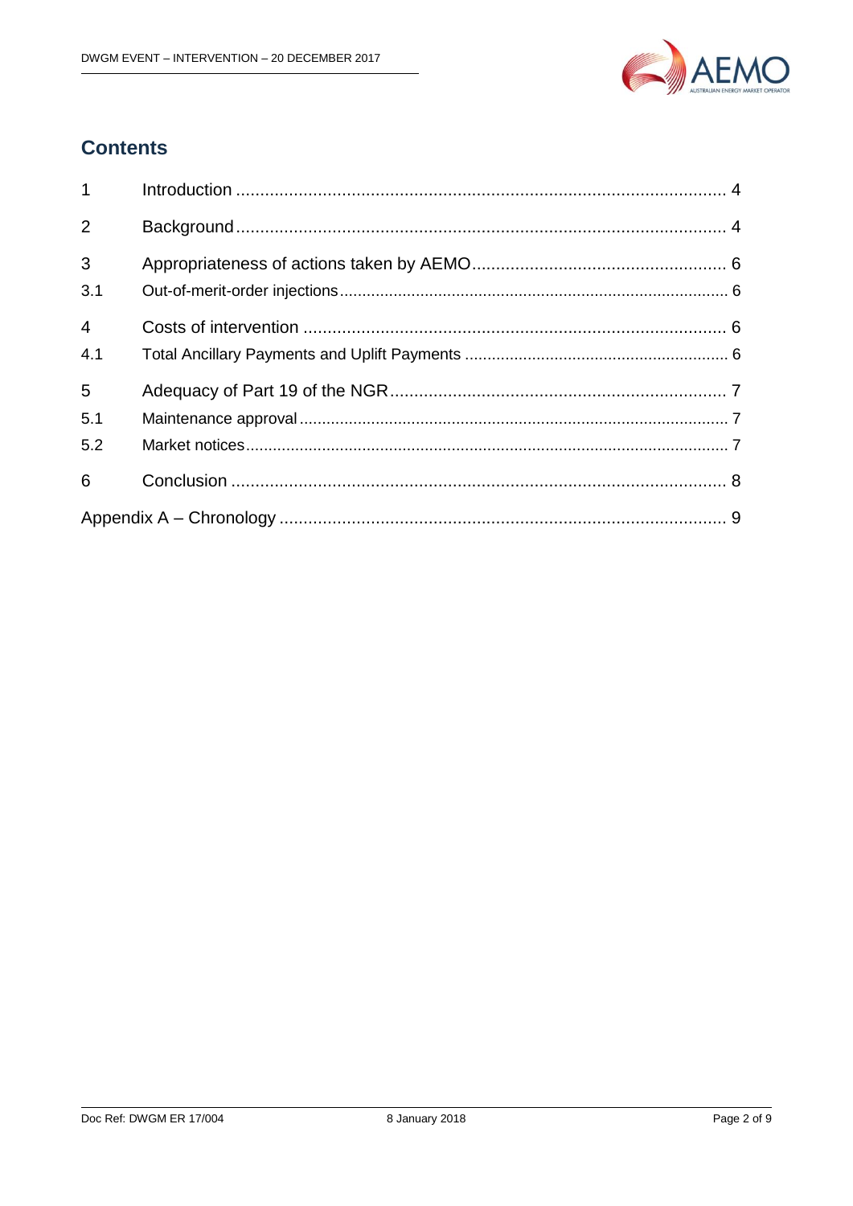## Contents

| | | |
|---|---|---|
| 1 | Introduction | 4 |
| 2 | Background | 4 |
| 3 | Appropriateness of actions taken by AEMO | 6 |
| 3.1 | Out-of-merit-order injections | 6 |
| 4 | Costs of intervention | 6 |
| 4.1 | Total Ancillary Payments and Uplift Payments | 6 |
| 5 | Adequacy of Part 19 of the NGR | 7 |
| 5.1 | Maintenance approval | 7 |
| 5.2 | Market notices | 7 |
| 6 | Conclusion | 8 |
| Appendix A – Chronology | | 9 |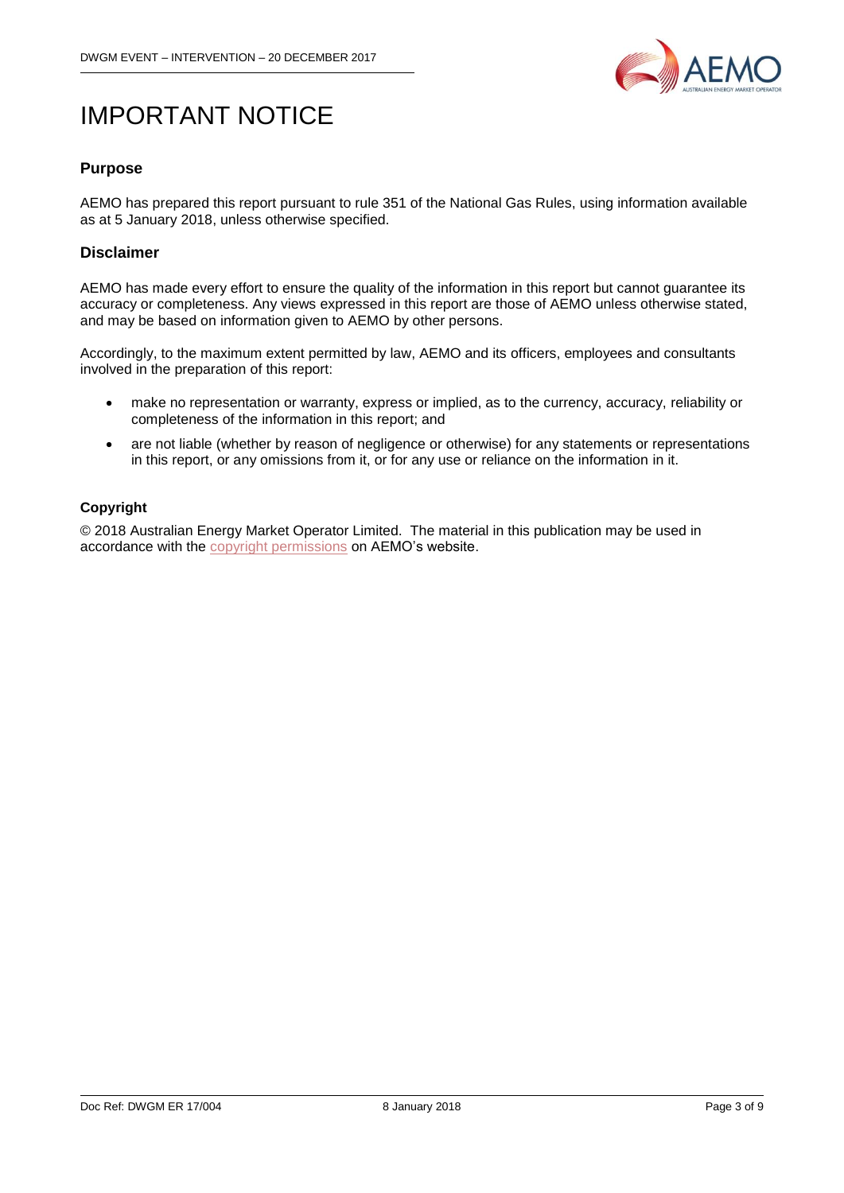# IMPORTANT NOTICE

## Purpose

AEMO has prepared this report pursuant to rule 351 of the National Gas Rules, using information available as at 5 January 2018, unless otherwise specified.

## Disclaimer

AEMO has made every effort to ensure the quality of the information in this report but cannot guarantee its accuracy or completeness. Any views expressed in this report are those of AEMO unless otherwise stated, and may be based on information given to AEMO by other persons.

Accordingly, to the maximum extent permitted by law, AEMO and its officers, employees and consultants involved in the preparation of this report:

- make no representation or warranty, express or implied, as to the currency, accuracy, reliability or completeness of the information in this report; and
- are not liable (whether by reason of negligence or otherwise) for any statements or representations in this report, or any omissions from it, or for any use or reliance on the information in it.

### Copyright

© 2018 Australian Energy Market Operator Limited. The material in this publication may be used in accordance with the copyright permissions on AEMO's website.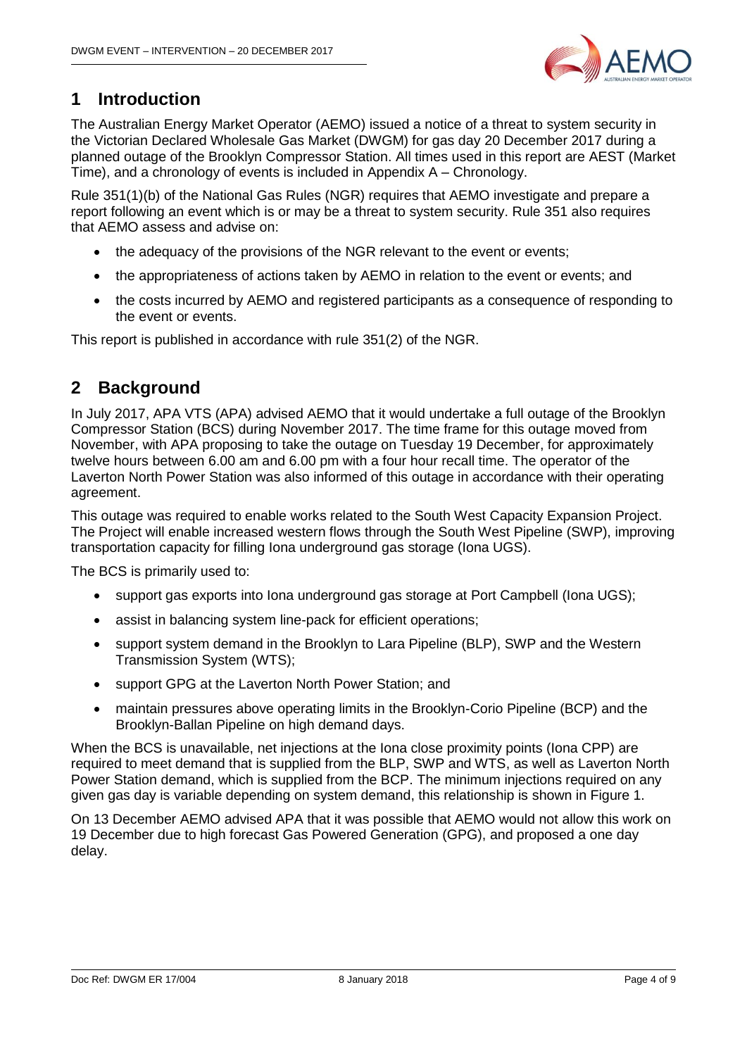# 1 Introduction

The Australian Energy Market Operator (AEMO) issued a notice of a threat to system security in the Victorian Declared Wholesale Gas Market (DWGM) for gas day 20 December 2017 during a planned outage of the Brooklyn Compressor Station. All times used in this report are AEST (Market Time), and a chronology of events is included in Appendix A – Chronology.

Rule 351(1)(b) of the National Gas Rules (NGR) requires that AEMO investigate and prepare a report following an event which is or may be a threat to system security. Rule 351 also requires that AEMO assess and advise on:

- the adequacy of the provisions of the NGR relevant to the event or events;
- the appropriateness of actions taken by AEMO in relation to the event or events; and
- the costs incurred by AEMO and registered participants as a consequence of responding to the event or events.

This report is published in accordance with rule 351(2) of the NGR.

# 2 Background

In July 2017, APA VTS (APA) advised AEMO that it would undertake a full outage of the Brooklyn Compressor Station (BCS) during November 2017. The time frame for this outage moved from November, with APA proposing to take the outage on Tuesday 19 December, for approximately twelve hours between 6.00 am and 6.00 pm with a four hour recall time. The operator of the Laverton North Power Station was also informed of this outage in accordance with their operating agreement.

This outage was required to enable works related to the South West Capacity Expansion Project. The Project will enable increased western flows through the South West Pipeline (SWP), improving transportation capacity for filling Iona underground gas storage (Iona UGS).

The BCS is primarily used to:

- support gas exports into Iona underground gas storage at Port Campbell (Iona UGS);
- assist in balancing system line-pack for efficient operations;
- support system demand in the Brooklyn to Lara Pipeline (BLP), SWP and the Western Transmission System (WTS);
- support GPG at the Laverton North Power Station; and
- maintain pressures above operating limits in the Brooklyn-Corio Pipeline (BCP) and the Brooklyn-Ballan Pipeline on high demand days.

When the BCS is unavailable, net injections at the Iona close proximity points (Iona CPP) are required to meet demand that is supplied from the BLP, SWP and WTS, as well as Laverton North Power Station demand, which is supplied from the BCP. The minimum injections required on any given gas day is variable depending on system demand, this relationship is shown in Figure 1.

On 13 December AEMO advised APA that it was possible that AEMO would not allow this work on 19 December due to high forecast Gas Powered Generation (GPG), and proposed a one day delay.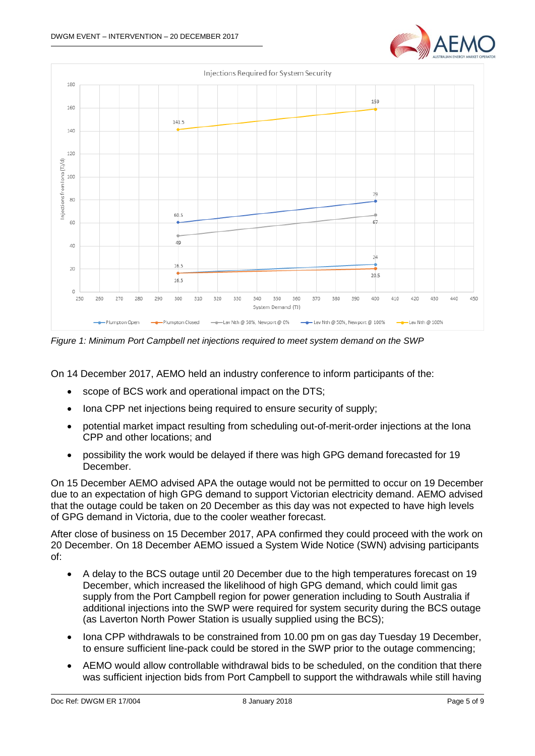*Figure 1: Minimum Port Campbell net injections required to meet system demand on the SWP*

On 14 December 2017, AEMO held an industry conference to inform participants of the:

- scope of BCS work and operational impact on the DTS;
- Iona CPP net injections being required to ensure security of supply;
- potential market impact resulting from scheduling out-of-merit-order injections at the Iona CPP and other locations; and
- possibility the work would be delayed if there was high GPG demand forecasted for 19 December.

On 15 December AEMO advised APA the outage would not be permitted to occur on 19 December due to an expectation of high GPG demand to support Victorian electricity demand. AEMO advised that the outage could be taken on 20 December as this day was not expected to have high levels of GPG demand in Victoria, due to the cooler weather forecast.

After close of business on 15 December 2017, APA confirmed they could proceed with the work on 20 December. On 18 December AEMO issued a System Wide Notice (SWN) advising participants of:

- A delay to the BCS outage until 20 December due to the high temperatures forecast on 19 December, which increased the likelihood of high GPG demand, which could limit gas supply from the Port Campbell region for power generation including to South Australia if additional injections into the SWP were required for system security during the BCS outage (as Laverton North Power Station is usually supplied using the BCS);
- Iona CPP withdrawals to be constrained from 10.00 pm on gas day Tuesday 19 December, to ensure sufficient line-pack could be stored in the SWP prior to the outage commencing;
- AEMO would allow controllable withdrawal bids to be scheduled, on the condition that there was sufficient injection bids from Port Campbell to support the withdrawals while still having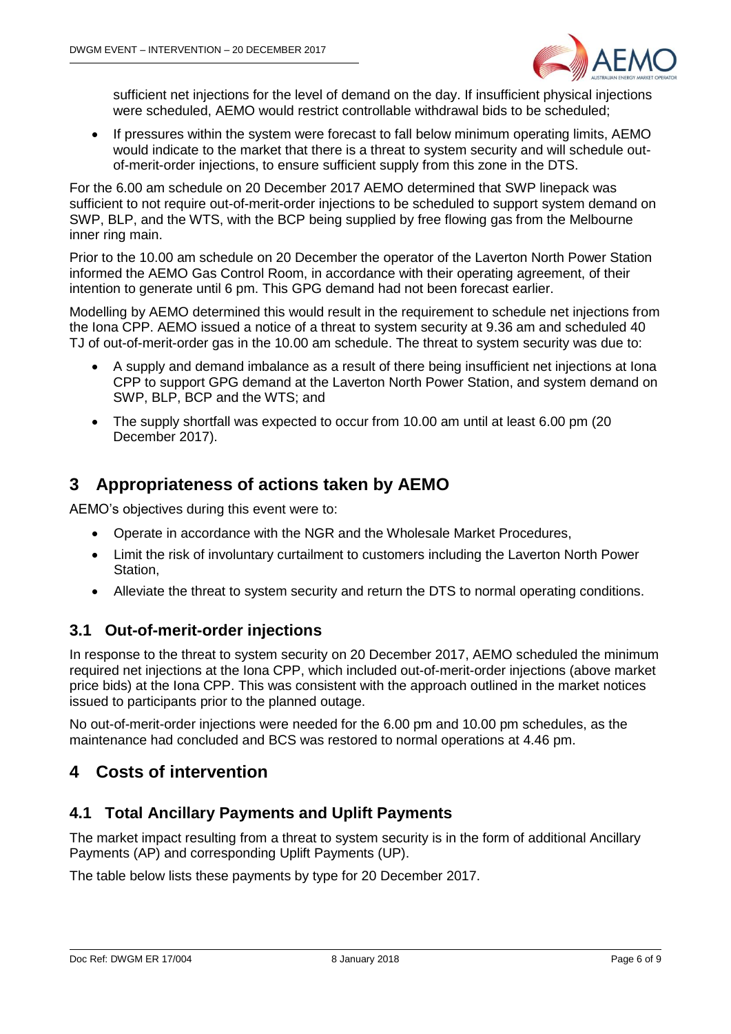sufficient net injections for the level of demand on the day. If insufficient physical injections were scheduled, AEMO would restrict controllable withdrawal bids to be scheduled;

- If pressures within the system were forecast to fall below minimum operating limits, AEMO would indicate to the market that there is a threat to system security and will schedule out-of-merit-order injections, to ensure sufficient supply from this zone in the DTS.

For the 6.00 am schedule on 20 December 2017 AEMO determined that SWP linepack was sufficient to not require out-of-merit-order injections to be scheduled to support system demand on SWP, BLP, and the WTS, with the BCP being supplied by free flowing gas from the Melbourne inner ring main.

Prior to the 10.00 am schedule on 20 December the operator of the Laverton North Power Station informed the AEMO Gas Control Room, in accordance with their operating agreement, of their intention to generate until 6 pm. This GPG demand had not been forecast earlier.

Modelling by AEMO determined this would result in the requirement to schedule net injections from the Iona CPP. AEMO issued a notice of a threat to system security at 9.36 am and scheduled 40 TJ of out-of-merit-order gas in the 10.00 am schedule. The threat to system security was due to:

- A supply and demand imbalance as a result of there being insufficient net injections at Iona CPP to support GPG demand at the Laverton North Power Station, and system demand on SWP, BLP, BCP and the WTS; and
- The supply shortfall was expected to occur from 10.00 am until at least 6.00 pm (20 December 2017).

# 3 Appropriateness of actions taken by AEMO

AEMO's objectives during this event were to:

- Operate in accordance with the NGR and the Wholesale Market Procedures,
- Limit the risk of involuntary curtailment to customers including the Laverton North Power Station,
- Alleviate the threat to system security and return the DTS to normal operating conditions.

## 3.1 Out-of-merit-order injections

In response to the threat to system security on 20 December 2017, AEMO scheduled the minimum required net injections at the Iona CPP, which included out-of-merit-order injections (above market price bids) at the Iona CPP. This was consistent with the approach outlined in the market notices issued to participants prior to the planned outage.

No out-of-merit-order injections were needed for the 6.00 pm and 10.00 pm schedules, as the maintenance had concluded and BCS was restored to normal operations at 4.46 pm.

# 4 Costs of intervention

## 4.1 Total Ancillary Payments and Uplift Payments

The market impact resulting from a threat to system security is in the form of additional Ancillary Payments (AP) and corresponding Uplift Payments (UP).

The table below lists these payments by type for 20 December 2017.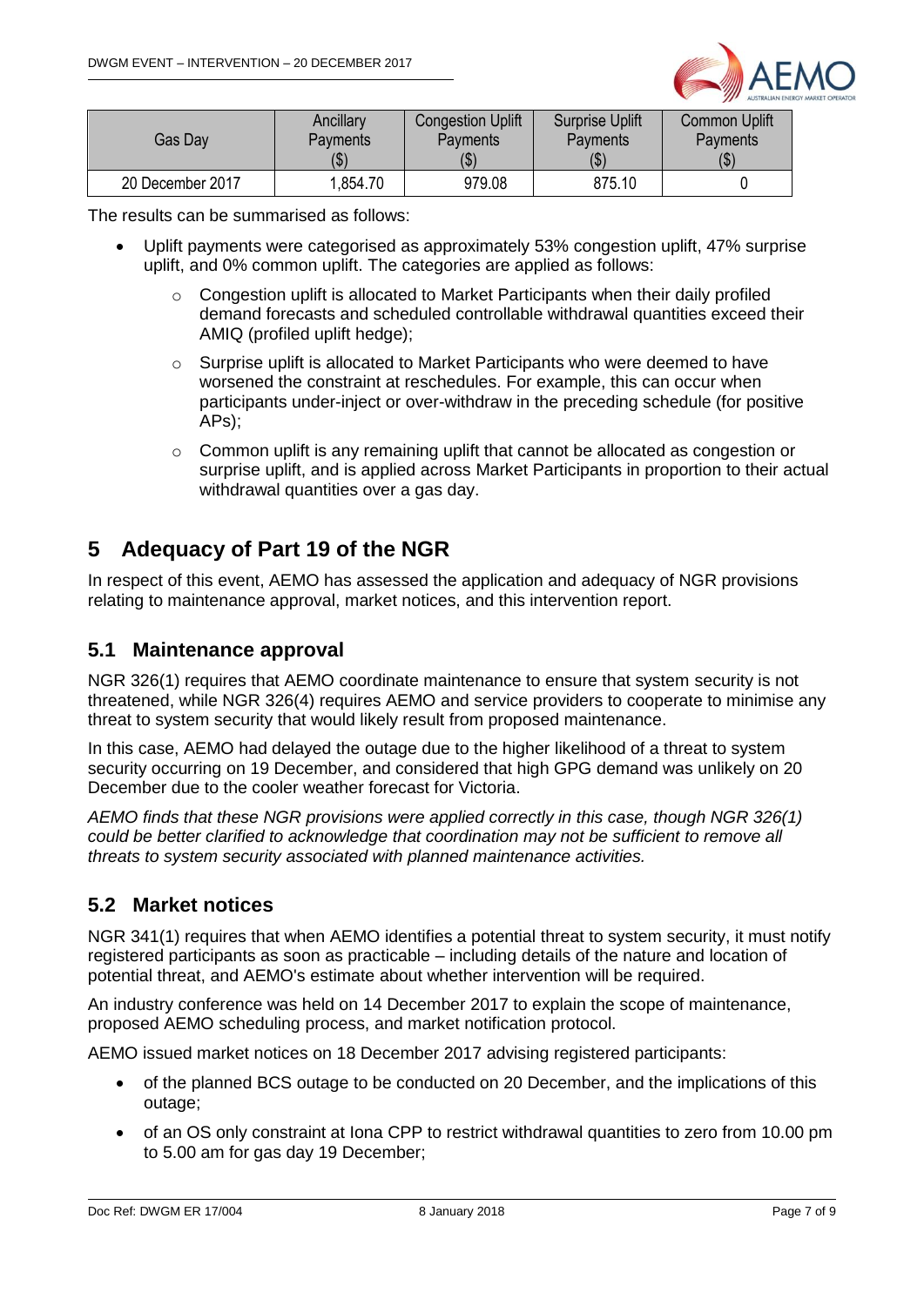| Gas Day | Ancillary Payments ($) | Congestion Uplift Payments ($) | Surprise Uplift Payments ($) | Common Uplift Payments ($) |
|---|---|---|---|---|
| 20 December 2017 | 1,854.70 | 979.08 | 875.10 | 0 |

The results can be summarised as follows:

- Uplift payments were categorised as approximately 53% congestion uplift, 47% surprise uplift, and 0% common uplift. The categories are applied as follows:
  - Congestion uplift is allocated to Market Participants when their daily profiled demand forecasts and scheduled controllable withdrawal quantities exceed their AMIQ (profiled uplift hedge);
  - Surprise uplift is allocated to Market Participants who were deemed to have worsened the constraint at reschedules. For example, this can occur when participants under-inject or over-withdraw in the preceding schedule (for positive APs);
  - Common uplift is any remaining uplift that cannot be allocated as congestion or surprise uplift, and is applied across Market Participants in proportion to their actual withdrawal quantities over a gas day.

# 5 Adequacy of Part 19 of the NGR

In respect of this event, AEMO has assessed the application and adequacy of NGR provisions relating to maintenance approval, market notices, and this intervention report.

## 5.1 Maintenance approval

NGR 326(1) requires that AEMO coordinate maintenance to ensure that system security is not threatened, while NGR 326(4) requires AEMO and service providers to cooperate to minimise any threat to system security that would likely result from proposed maintenance.

In this case, AEMO had delayed the outage due to the higher likelihood of a threat to system security occurring on 19 December, and considered that high GPG demand was unlikely on 20 December due to the cooler weather forecast for Victoria.

*AEMO finds that these NGR provisions were applied correctly in this case, though NGR 326(1) could be better clarified to acknowledge that coordination may not be sufficient to remove all threats to system security associated with planned maintenance activities.*

## 5.2 Market notices

NGR 341(1) requires that when AEMO identifies a potential threat to system security, it must notify registered participants as soon as practicable – including details of the nature and location of potential threat, and AEMO's estimate about whether intervention will be required.

An industry conference was held on 14 December 2017 to explain the scope of maintenance, proposed AEMO scheduling process, and market notification protocol.

AEMO issued market notices on 18 December 2017 advising registered participants:

- of the planned BCS outage to be conducted on 20 December, and the implications of this outage;
- of an OS only constraint at Iona CPP to restrict withdrawal quantities to zero from 10.00 pm to 5.00 am for gas day 19 December;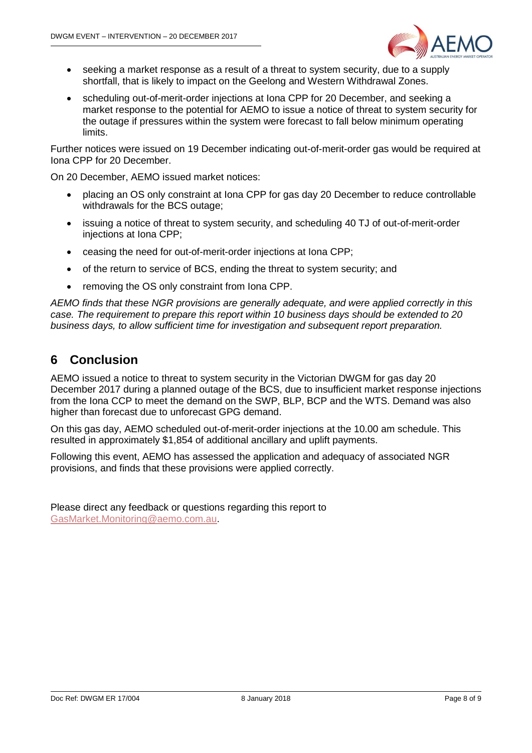- seeking a market response as a result of a threat to system security, due to a supply shortfall, that is likely to impact on the Geelong and Western Withdrawal Zones.
- scheduling out-of-merit-order injections at Iona CPP for 20 December, and seeking a market response to the potential for AEMO to issue a notice of threat to system security for the outage if pressures within the system were forecast to fall below minimum operating limits.

Further notices were issued on 19 December indicating out-of-merit-order gas would be required at Iona CPP for 20 December.

On 20 December, AEMO issued market notices:

- placing an OS only constraint at Iona CPP for gas day 20 December to reduce controllable withdrawals for the BCS outage;
- issuing a notice of threat to system security, and scheduling 40 TJ of out-of-merit-order injections at Iona CPP;
- ceasing the need for out-of-merit-order injections at Iona CPP;
- of the return to service of BCS, ending the threat to system security; and
- removing the OS only constraint from Iona CPP.

*AEMO finds that these NGR provisions are generally adequate, and were applied correctly in this case. The requirement to prepare this report within 10 business days should be extended to 20 business days, to allow sufficient time for investigation and subsequent report preparation.*

## 6 Conclusion

AEMO issued a notice to threat to system security in the Victorian DWGM for gas day 20 December 2017 during a planned outage of the BCS, due to insufficient market response injections from the Iona CCP to meet the demand on the SWP, BLP, BCP and the WTS. Demand was also higher than forecast due to unforecast GPG demand.

On this gas day, AEMO scheduled out-of-merit-order injections at the 10.00 am schedule. This resulted in approximately $1,854 of additional ancillary and uplift payments.

Following this event, AEMO has assessed the application and adequacy of associated NGR provisions, and finds that these provisions were applied correctly.

Please direct any feedback or questions regarding this report to GasMarket.Monitoring@aemo.com.au.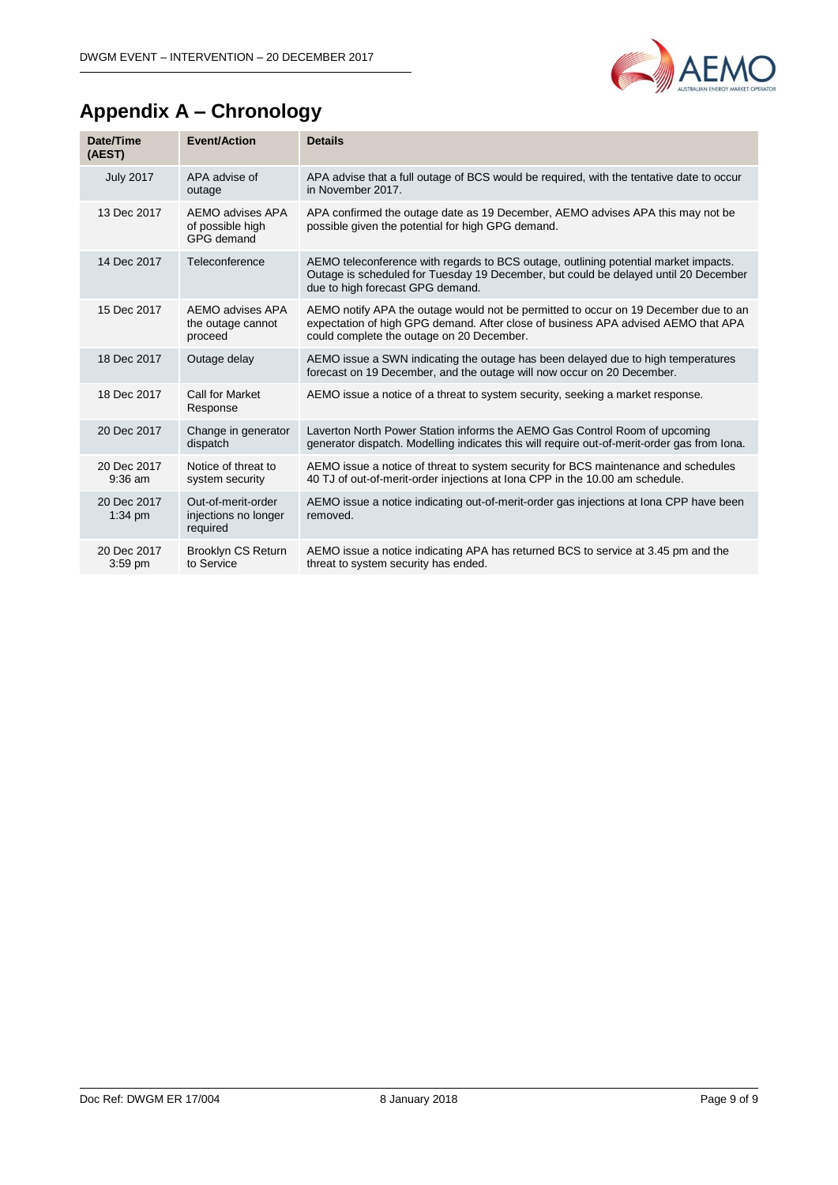## Appendix A – Chronology

| Date/Time (AEST) | Event/Action | Details |
|---|---|---|
| July 2017 | APA advise of outage | APA advise that a full outage of BCS would be required, with the tentative date to occur in November 2017. |
| 13 Dec 2017 | AEMO advises APA of possible high GPG demand | APA confirmed the outage date as 19 December, AEMO advises APA this may not be possible given the potential for high GPG demand. |
| 14 Dec 2017 | Teleconference | AEMO teleconference with regards to BCS outage, outlining potential market impacts. Outage is scheduled for Tuesday 19 December, but could be delayed until 20 December due to high forecast GPG demand. |
| 15 Dec 2017 | AEMO advises APA the outage cannot proceed | AEMO notify APA the outage would not be permitted to occur on 19 December due to an expectation of high GPG demand. After close of business APA advised AEMO that APA could complete the outage on 20 December. |
| 18 Dec 2017 | Outage delay | AEMO issue a SWN indicating the outage has been delayed due to high temperatures forecast on 19 December, and the outage will now occur on 20 December. |
| 18 Dec 2017 | Call for Market Response | AEMO issue a notice of a threat to system security, seeking a market response. |
| 20 Dec 2017 | Change in generator dispatch | Laverton North Power Station informs the AEMO Gas Control Room of upcoming generator dispatch. Modelling indicates this will require out-of-merit-order gas from Iona. |
| 20 Dec 2017 9:36 am | Notice of threat to system security | AEMO issue a notice of threat to system security for BCS maintenance and schedules 40 TJ of out-of-merit-order injections at Iona CPP in the 10.00 am schedule. |
| 20 Dec 2017 1:34 pm | Out-of-merit-order injections no longer required | AEMO issue a notice indicating out-of-merit-order gas injections at Iona CPP have been removed. |
| 20 Dec 2017 3:59 pm | Brooklyn CS Return to Service | AEMO issue a notice indicating APA has returned BCS to service at 3.45 pm and the threat to system security has ended. |